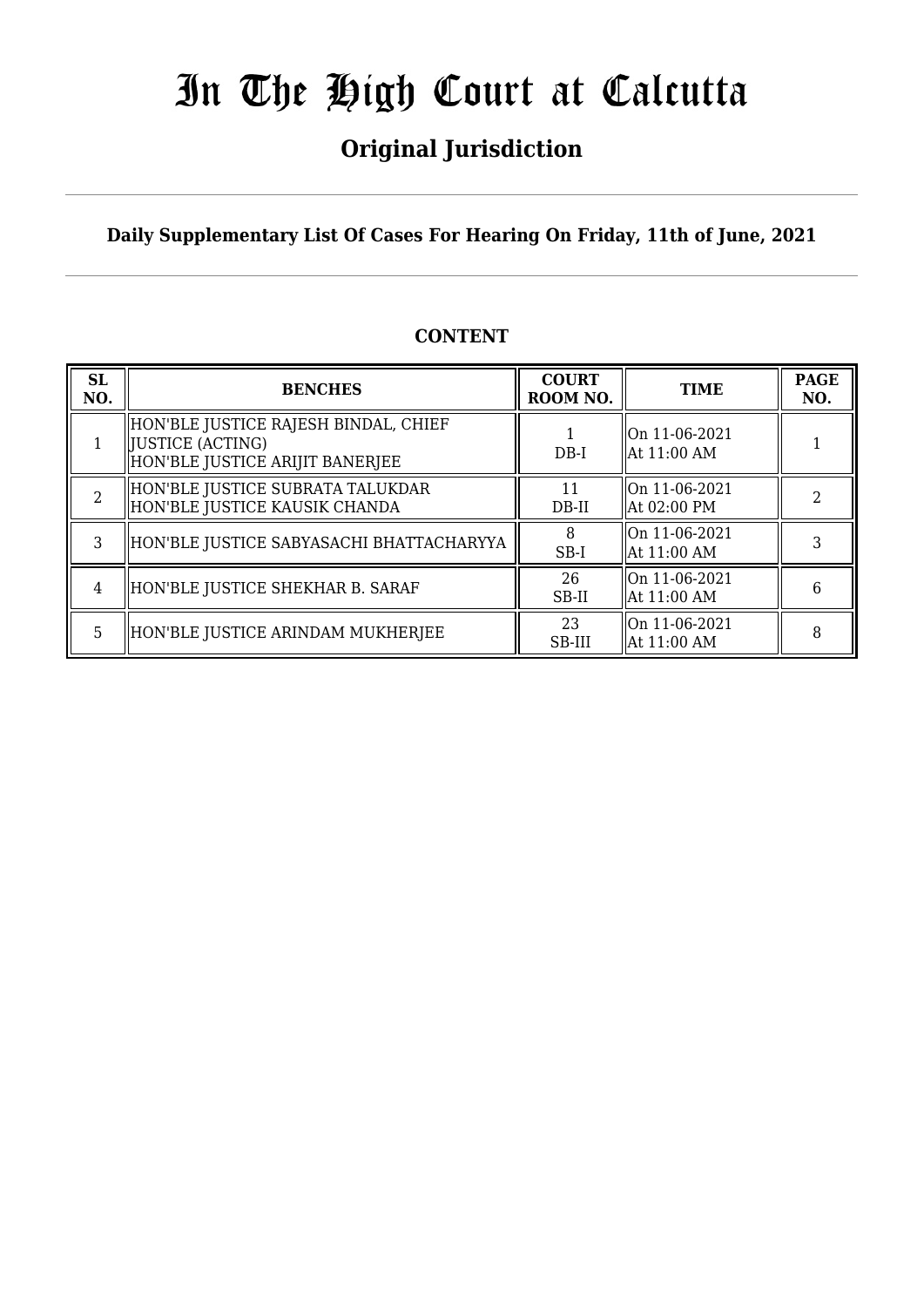# In The High Court at Calcutta

## Original Jurisdiction

**Daily Supplementary List Of Cases For Hearing On Friday, 11th of June, 2021**

### CONTENT

| SL NO. | BENCHES | COURT ROOM NO. | TIME | PAGE NO. |
|---|---|---|---|---|
| 1 | HON'BLE JUSTICE RAJESH BINDAL, CHIEF JUSTICE (ACTING) HON'BLE JUSTICE ARIJIT BANERJEE | 1 DB-I | On 11-06-2021 At 11:00 AM | 1 |
| 2 | HON'BLE JUSTICE SUBRATA TALUKDAR HON'BLE JUSTICE KAUSIK CHANDA | 11 DB-II | On 11-06-2021 At 02:00 PM | 2 |
| 3 | HON'BLE JUSTICE SABYASACHI BHATTACHARYYA | 8 SB-I | On 11-06-2021 At 11:00 AM | 3 |
| 4 | HON'BLE JUSTICE SHEKHAR B. SARAF | 26 SB-II | On 11-06-2021 At 11:00 AM | 6 |
| 5 | HON'BLE JUSTICE ARINDAM MUKHERJEE | 23 SB-III | On 11-06-2021 At 11:00 AM | 8 |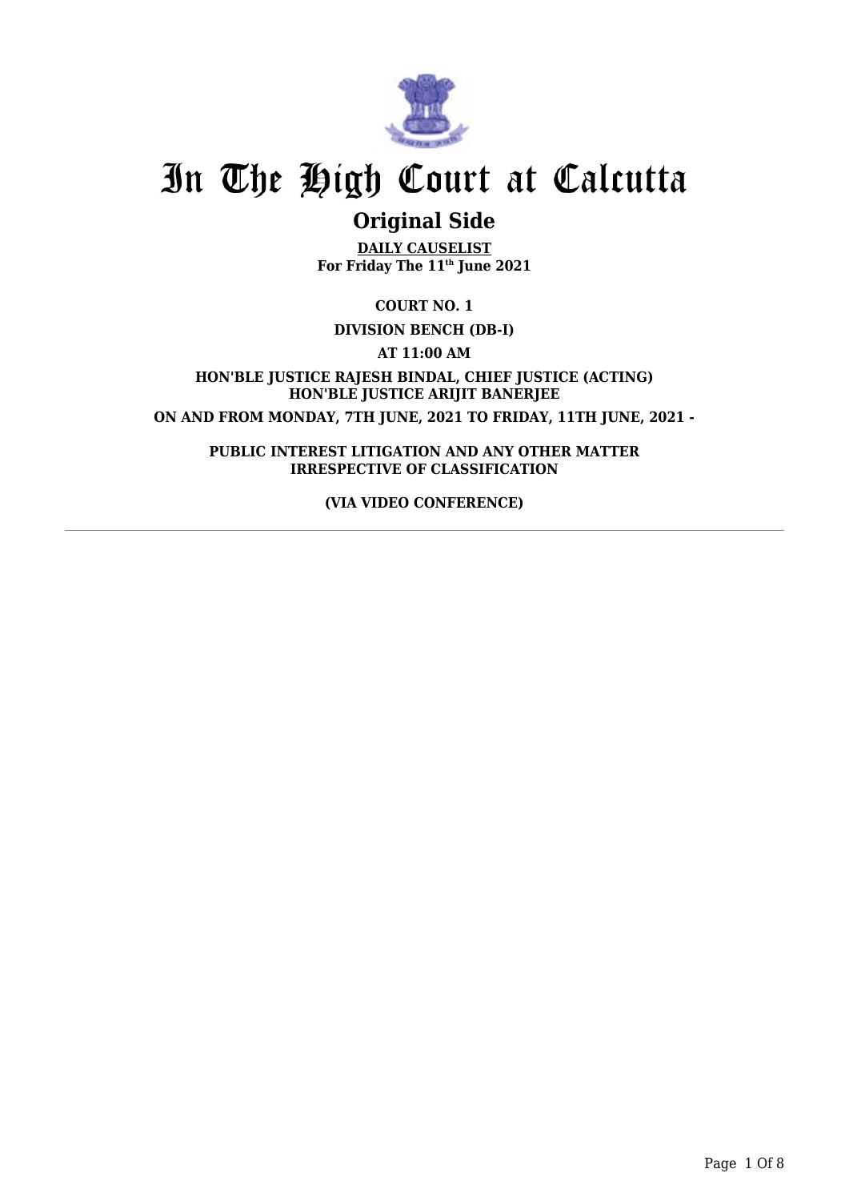# In The High Court at Calcutta

## Original Side

**DAILY CAUSELIST**
**For Friday The 11th June 2021**

**COURT NO. 1**

**DIVISION BENCH (DB-I)**

**AT 11:00 AM**

**HON'BLE JUSTICE RAJESH BINDAL, CHIEF JUSTICE (ACTING)**
**HON'BLE JUSTICE ARIJIT BANERJEE**

**ON AND FROM MONDAY, 7TH JUNE, 2021 TO FRIDAY, 11TH JUNE, 2021 -**

**PUBLIC INTEREST LITIGATION AND ANY OTHER MATTER IRRESPECTIVE OF CLASSIFICATION**

**(VIA VIDEO CONFERENCE)**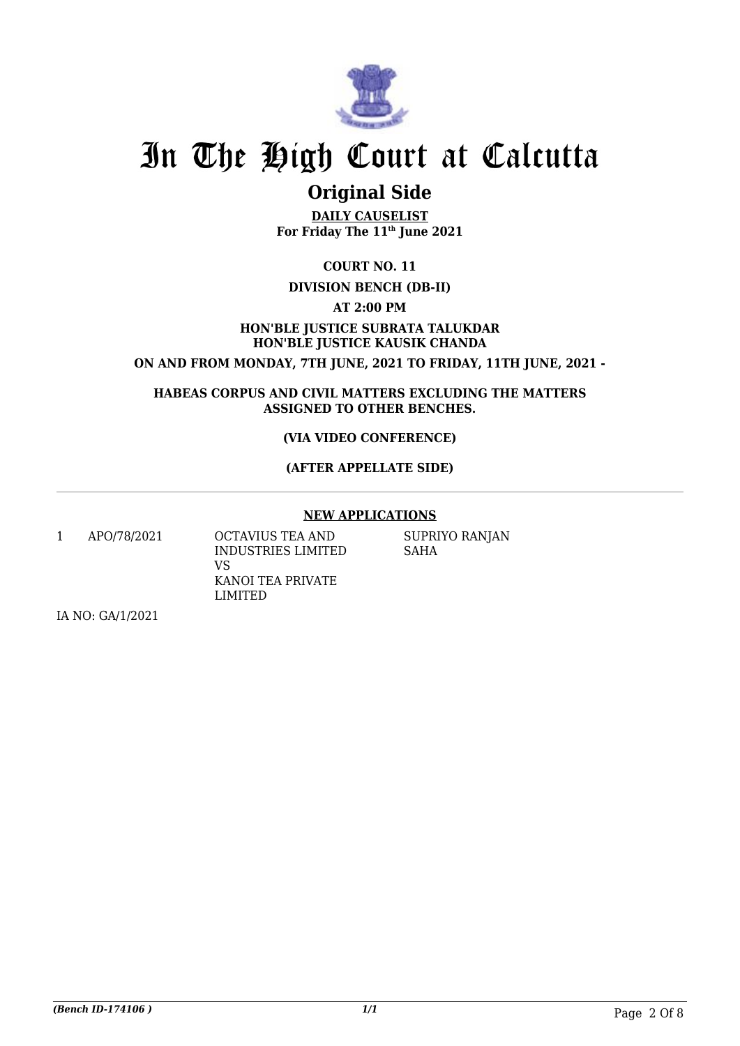# In The High Court at Calcutta

## Original Side

**DAILY CAUSELIST**
**For Friday The 11th June 2021**

**COURT NO. 11**

**DIVISION BENCH (DB-II)**

**AT 2:00 PM**

**HON'BLE JUSTICE SUBRATA TALUKDAR**
**HON'BLE JUSTICE KAUSIK CHANDA**

**ON AND FROM MONDAY, 7TH JUNE, 2021 TO FRIDAY, 11TH JUNE, 2021 -**

**HABEAS CORPUS AND CIVIL MATTERS EXCLUDING THE MATTERS ASSIGNED TO OTHER BENCHES.**

**(VIA VIDEO CONFERENCE)**

**(AFTER APPELLATE SIDE)**

---

**NEW APPLICATIONS**

| | | | |
|---|---|---|---|
| 1 | APO/78/2021 | OCTAVIUS TEA AND INDUSTRIES LIMITED<br>VS<br>KANOI TEA PRIVATE LIMITED | SUPRIYO RANJAN SAHA |

IA NO: GA/1/2021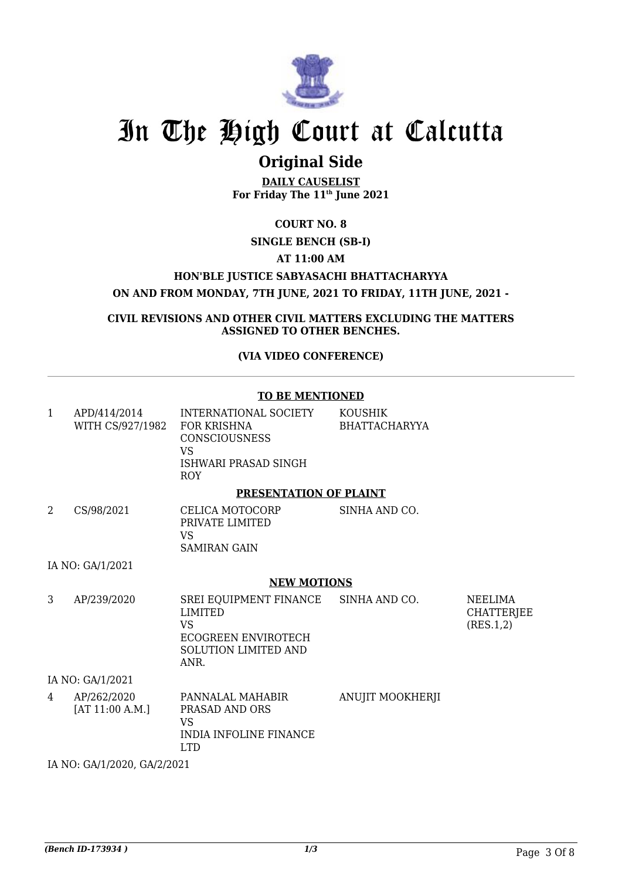# In The High Court at Calcutta

## Original Side

**DAILY CAUSELIST**
**For Friday The 11th June 2021**

**COURT NO. 8**

**SINGLE BENCH (SB-I)**

**AT 11:00 AM**

**HON'BLE JUSTICE SABYASACHI BHATTACHARYYA**

**ON AND FROM MONDAY, 7TH JUNE, 2021 TO FRIDAY, 11TH JUNE, 2021 -**

**CIVIL REVISIONS AND OTHER CIVIL MATTERS EXCLUDING THE MATTERS ASSIGNED TO OTHER BENCHES.**

**(VIA VIDEO CONFERENCE)**

**TO BE MENTIONED**

| | | | | |
|---|---|---|---|---|
| 1 | APD/414/2014 WITH CS/927/1982 | INTERNATIONAL SOCIETY FOR KRISHNA CONSCIOUSNESS VS ISHWARI PRASAD SINGH ROY | KOUSHIK BHATTACHARYYA | |

**PRESENTATION OF PLAINT**

| | | | | |
|---|---|---|---|---|
| 2 | CS/98/2021 | CELICA MOTOCORP PRIVATE LIMITED VS SAMIRAN GAIN | SINHA AND CO. | |

IA NO: GA/1/2021

**NEW MOTIONS**

| | | | | |
|---|---|---|---|---|
| 3 | AP/239/2020 | SREI EQUIPMENT FINANCE LIMITED VS ECOGREEN ENVIROTECH SOLUTION LIMITED AND ANR. | SINHA AND CO. | NEELIMA CHATTERJEE (RES.1,2) |

IA NO: GA/1/2021

| | | | | |
|---|---|---|---|---|
| 4 | AP/262/2020 [AT 11:00 A.M.] | PANNALAL MAHABIR PRASAD AND ORS VS INDIA INFOLINE FINANCE LTD | ANUJIT MOOKHERJI | |

IA NO: GA/1/2020, GA/2/2021

*(Bench ID-173934 )* 1/3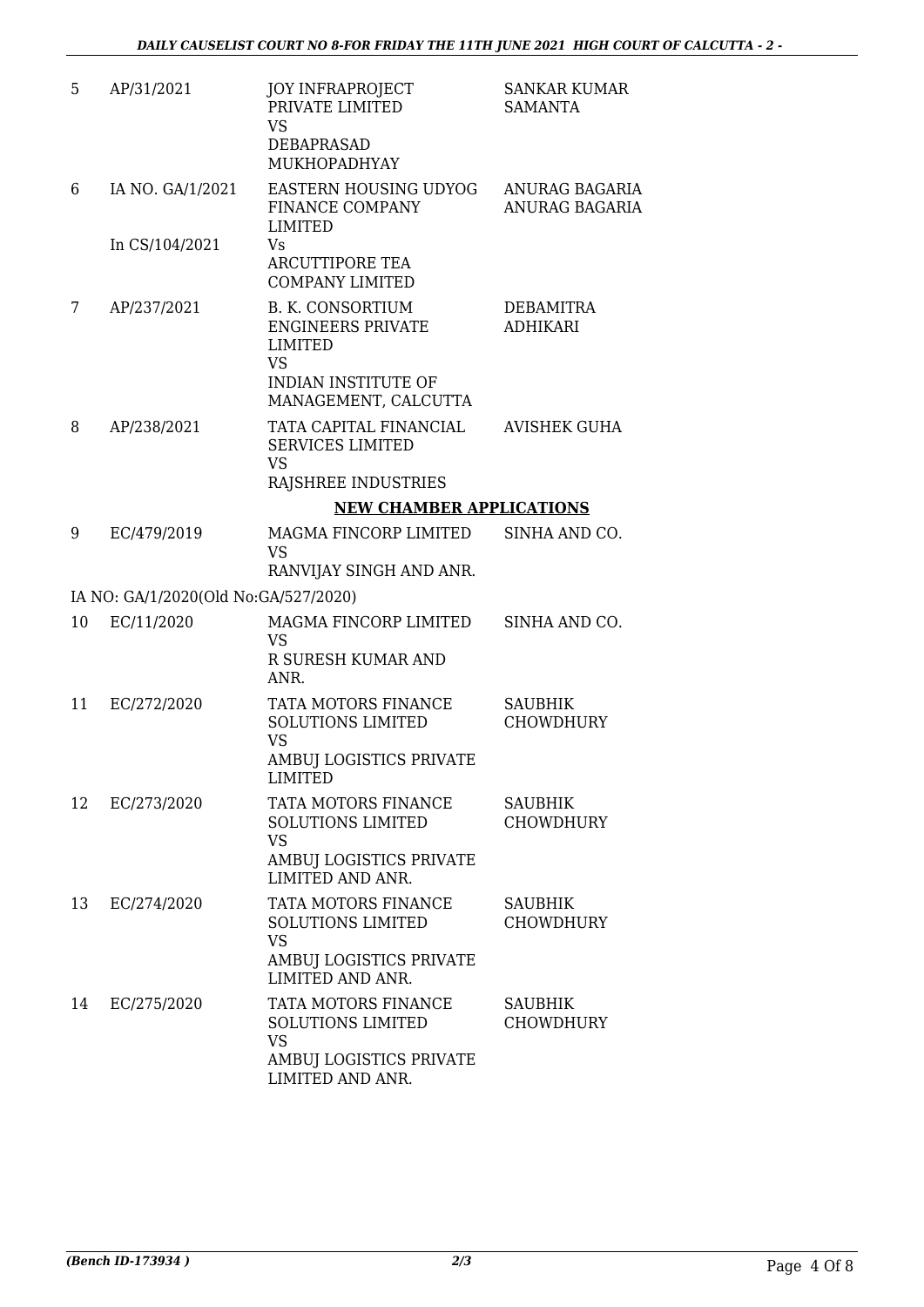| | | | |
|---|---|---|---|
| 5 | AP/31/2021 | JOY INFRAPROJECT PRIVATE LIMITED<br>VS<br>DEBAPRASAD MUKHOPADHYAY | SANKAR KUMAR SAMANTA |
| 6 | IA NO. GA/1/2021<br><br>In CS/104/2021 | EASTERN HOUSING UDYOG FINANCE COMPANY LIMITED<br>Vs<br>ARCUTTIPORE TEA COMPANY LIMITED | ANURAG BAGARIA<br>ANURAG BAGARIA |
| 7 | AP/237/2021 | B. K. CONSORTIUM ENGINEERS PRIVATE LIMITED<br>VS<br>INDIAN INSTITUTE OF MANAGEMENT, CALCUTTA | DEBAMITRA ADHIKARI |
| 8 | AP/238/2021 | TATA CAPITAL FINANCIAL SERVICES LIMITED<br>VS<br>RAJSHREE INDUSTRIES | AVISHEK GUHA |

**NEW CHAMBER APPLICATIONS**

| | | | |
|---|---|---|---|
| 9 | EC/479/2019 | MAGMA FINCORP LIMITED<br>VS<br>RANVIJAY SINGH AND ANR. | SINHA AND CO. |
| | IA NO: GA/1/2020(Old No:GA/527/2020) | | |
| 10 | EC/11/2020 | MAGMA FINCORP LIMITED<br>VS<br>R SURESH KUMAR AND ANR. | SINHA AND CO. |
| 11 | EC/272/2020 | TATA MOTORS FINANCE SOLUTIONS LIMITED<br>VS<br>AMBUJ LOGISTICS PRIVATE LIMITED | SAUBHIK CHOWDHURY |
| 12 | EC/273/2020 | TATA MOTORS FINANCE SOLUTIONS LIMITED<br>VS<br>AMBUJ LOGISTICS PRIVATE LIMITED AND ANR. | SAUBHIK CHOWDHURY |
| 13 | EC/274/2020 | TATA MOTORS FINANCE SOLUTIONS LIMITED<br>VS<br>AMBUJ LOGISTICS PRIVATE LIMITED AND ANR. | SAUBHIK CHOWDHURY |
| 14 | EC/275/2020 | TATA MOTORS FINANCE SOLUTIONS LIMITED<br>VS<br>AMBUJ LOGISTICS PRIVATE LIMITED AND ANR. | SAUBHIK CHOWDHURY |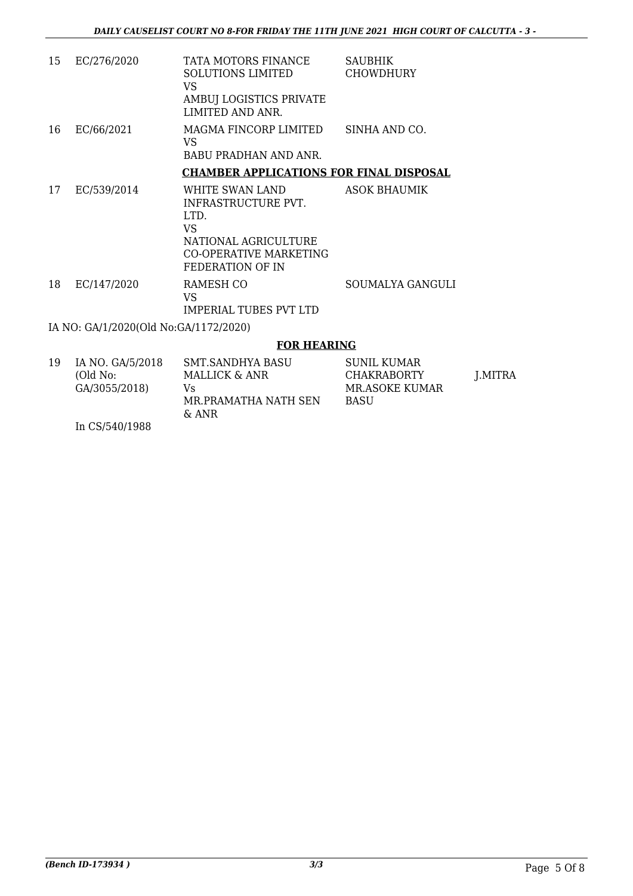| | | | | |
|---|---|---|---|---|
| 15 | EC/276/2020 | TATA MOTORS FINANCE SOLUTIONS LIMITED<br>VS<br>AMBUJ LOGISTICS PRIVATE LIMITED AND ANR. | SAUBHIK CHOWDHURY | |
| 16 | EC/66/2021 | MAGMA FINCORP LIMITED<br>VS<br>BABU PRADHAN AND ANR. | SINHA AND CO. | |

**CHAMBER APPLICATIONS FOR FINAL DISPOSAL**

| | | | | |
|---|---|---|---|---|
| 17 | EC/539/2014 | WHITE SWAN LAND INFRASTRUCTURE PVT. LTD.<br>VS<br>NATIONAL AGRICULTURE CO-OPERATIVE MARKETING FEDERATION OF IN | ASOK BHAUMIK | |
| 18 | EC/147/2020 | RAMESH CO<br>VS<br>IMPERIAL TUBES PVT LTD | SOUMALYA GANGULI | |

IA NO: GA/1/2020(Old No:GA/1172/2020)

**FOR HEARING**

| | | | | |
|---|---|---|---|---|
| 19 | IA NO. GA/5/2018 (Old No: GA/3055/2018)<br><br>In CS/540/1988 | SMT.SANDHYA BASU MALLICK & ANR<br>Vs<br>MR.PRAMATHA NATH SEN & ANR | SUNIL KUMAR CHAKRABORTY<br>MR.ASOKE KUMAR BASU | J.MITRA |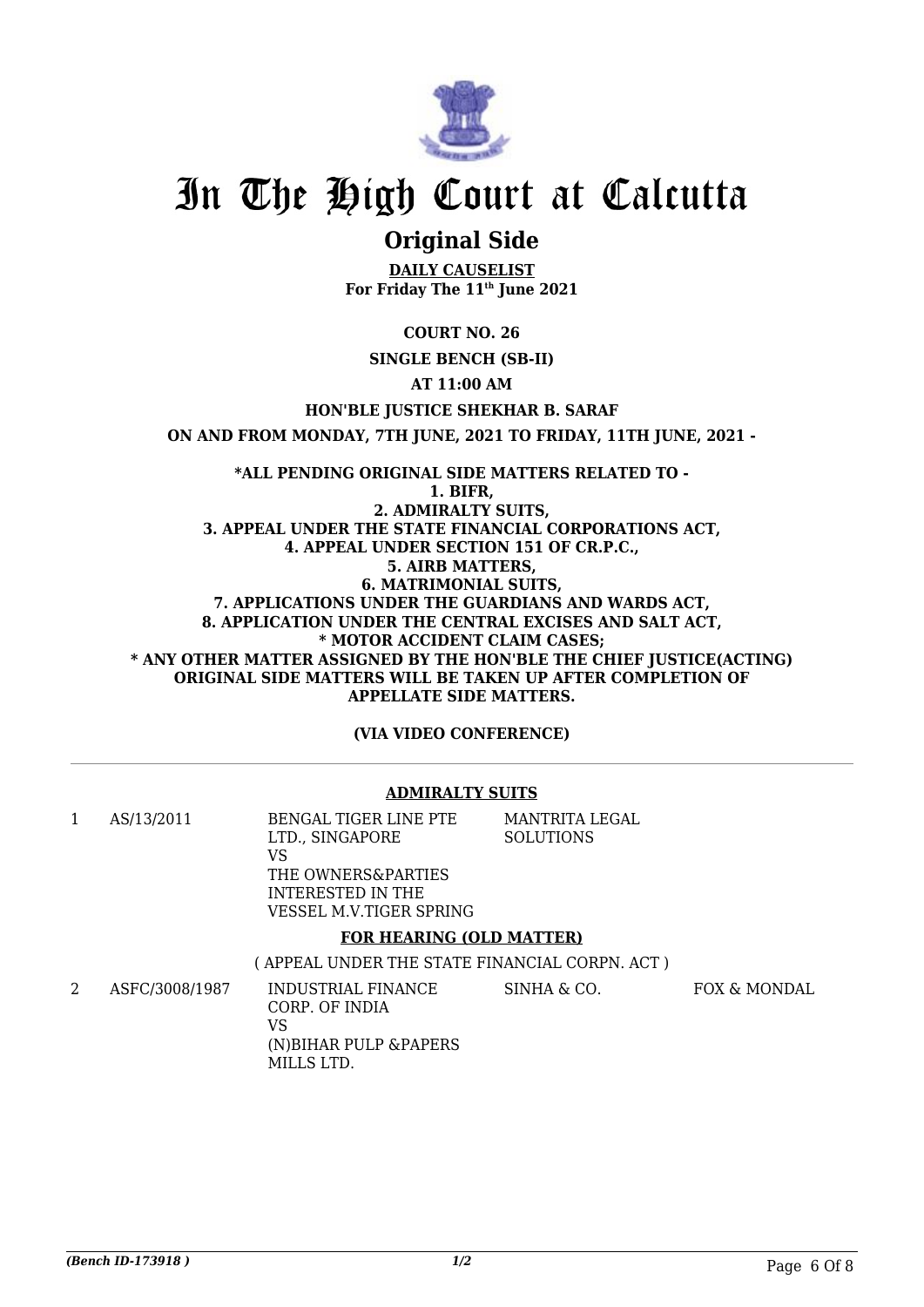# In The High Court at Calcutta

## Original Side

**DAILY CAUSELIST**
**For Friday The 11th June 2021**

**COURT NO. 26**

**SINGLE BENCH (SB-II)**

**AT 11:00 AM**

**HON'BLE JUSTICE SHEKHAR B. SARAF**

**ON AND FROM MONDAY, 7TH JUNE, 2021 TO FRIDAY, 11TH JUNE, 2021 -**

**\*ALL PENDING ORIGINAL SIDE MATTERS RELATED TO -**
**1. BIFR,**
**2. ADMIRALTY SUITS,**
**3. APPEAL UNDER THE STATE FINANCIAL CORPORATIONS ACT,**
**4. APPEAL UNDER SECTION 151 OF CR.P.C.,**
**5. AIRB MATTERS,**
**6. MATRIMONIAL SUITS,**
**7. APPLICATIONS UNDER THE GUARDIANS AND WARDS ACT,**
**8. APPLICATION UNDER THE CENTRAL EXCISES AND SALT ACT,**
**\* MOTOR ACCIDENT CLAIM CASES;**
**\* ANY OTHER MATTER ASSIGNED BY THE HON'BLE THE CHIEF JUSTICE(ACTING)**
**ORIGINAL SIDE MATTERS WILL BE TAKEN UP AFTER COMPLETION OF APPELLATE SIDE MATTERS.**

**(VIA VIDEO CONFERENCE)**

**ADMIRALTY SUITS**

| | | | | |
|---|---|---|---|---|
| 1 | AS/13/2011 | BENGAL TIGER LINE PTE LTD., SINGAPORE<br>VS<br>THE OWNERS&PARTIES INTERESTED IN THE VESSEL M.V.TIGER SPRING | MANTRITA LEGAL SOLUTIONS | |

**FOR HEARING (OLD MATTER)**

( APPEAL UNDER THE STATE FINANCIAL CORPN. ACT )

| | | | | |
|---|---|---|---|---|
| 2 | ASFC/3008/1987 | INDUSTRIAL FINANCE CORP. OF INDIA<br>VS<br>(N)BIHAR PULP &PAPERS MILLS LTD. | SINHA & CO. | FOX & MONDAL |

*(Bench ID-173918 )* 1/2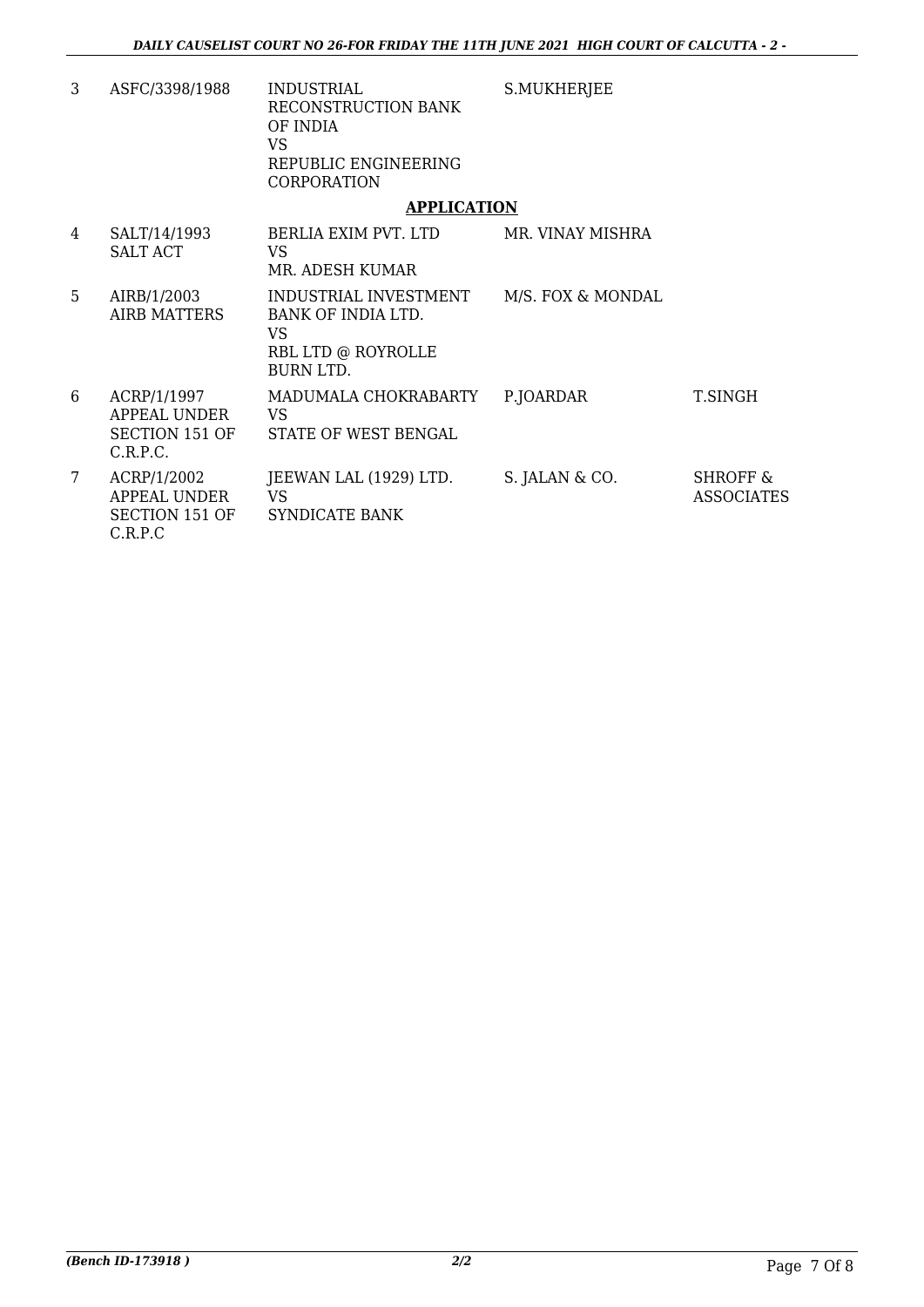| | | | | |
|---|---|---|---|---|
| 3 | ASFC/3398/1988 | INDUSTRIAL RECONSTRUCTION BANK OF INDIA VS REPUBLIC ENGINEERING CORPORATION | S.MUKHERJEE | |

**APPLICATION**

| | | | | |
|---|---|---|---|---|
| 4 | SALT/14/1993 SALT ACT | BERLIA EXIM PVT. LTD VS MR. ADESH KUMAR | MR. VINAY MISHRA | |
| 5 | AIRB/1/2003 AIRB MATTERS | INDUSTRIAL INVESTMENT BANK OF INDIA LTD. VS RBL LTD @ ROYROLLE BURN LTD. | M/S. FOX & MONDAL | |
| 6 | ACRP/1/1997 APPEAL UNDER SECTION 151 OF C.R.P.C. | MADUMALA CHOKRABARTY VS STATE OF WEST BENGAL | P.JOARDAR | T.SINGH |
| 7 | ACRP/1/2002 APPEAL UNDER SECTION 151 OF C.R.P.C | JEEWAN LAL (1929) LTD. VS SYNDICATE BANK | S. JALAN & CO. | SHROFF & ASSOCIATES |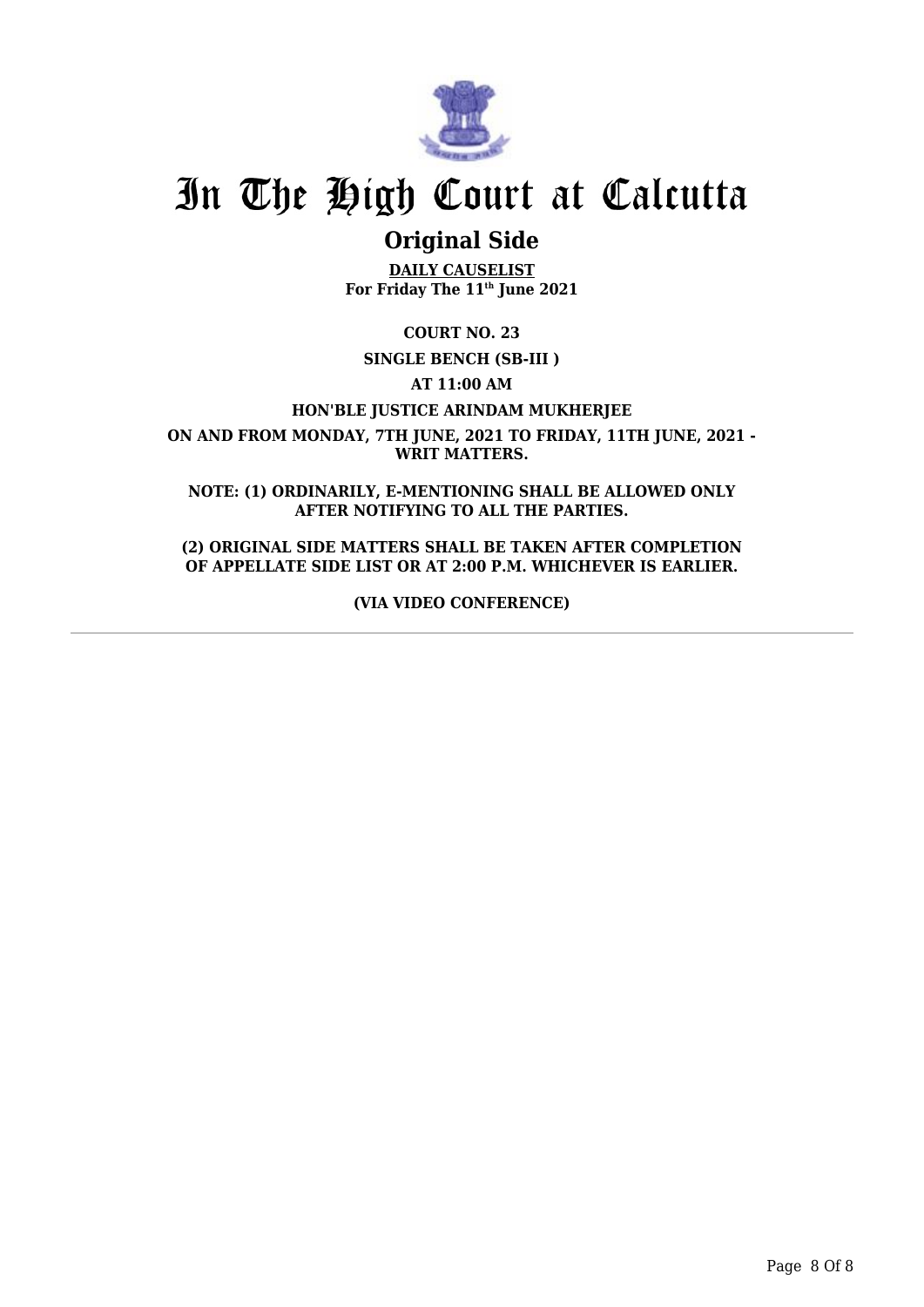# In The High Court at Calcutta

## Original Side

**DAILY CAUSELIST**
**For Friday The 11th June 2021**

**COURT NO. 23**

**SINGLE BENCH (SB-III )**

**AT 11:00 AM**

**HON'BLE JUSTICE ARINDAM MUKHERJEE**

**ON AND FROM MONDAY, 7TH JUNE, 2021 TO FRIDAY, 11TH JUNE, 2021 - WRIT MATTERS.**

**NOTE: (1) ORDINARILY, E-MENTIONING SHALL BE ALLOWED ONLY AFTER NOTIFYING TO ALL THE PARTIES.**

**(2) ORIGINAL SIDE MATTERS SHALL BE TAKEN AFTER COMPLETION OF APPELLATE SIDE LIST OR AT 2:00 P.M. WHICHEVER IS EARLIER.**

**(VIA VIDEO CONFERENCE)**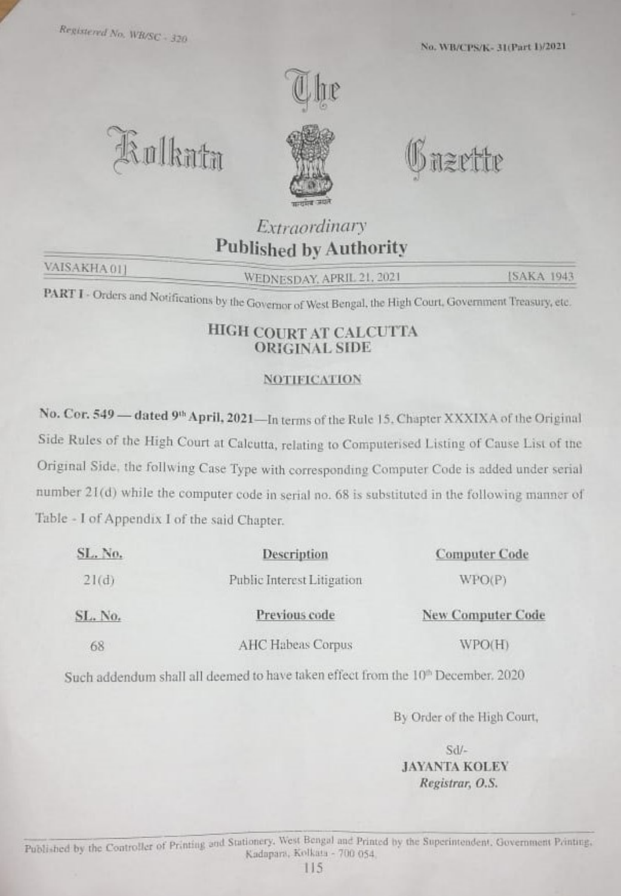Registered No. WB/SC - 320

No. WB/CPS/K- 31(Part I)/2021

# The Kolkata Gazette

*Extraordinary*

**Published by Authority**

VAISAKHA 01] WEDNESDAY, APRIL 21, 2021 [SAKA 1943

**PART I** - Orders and Notifications by the Governor of West Bengal, the High Court, Government Treasury, etc.

## HIGH COURT AT CALCUTTA
## ORIGINAL SIDE

### NOTIFICATION

**No. Cor. 549 — dated 9th April, 2021**—In terms of the Rule 15, Chapter XXXIXA of the Original Side Rules of the High Court at Calcutta, relating to Computerised Listing of Cause List of the Original Side, the follwing Case Type with corresponding Computer Code is added under serial number 21(d) while the computer code in serial no. 68 is substituted in the following manner of Table - I of Appendix I of the said Chapter.

| SL. No. | Description | Computer Code |
|---|---|---|
| 21(d) | Public Interest Litigation | WPO(P) |

| SL. No. | Previous code | New Computer Code |
|---|---|---|
| 68 | AHC Habeas Corpus | WPO(H) |

Such addendum shall all deemed to have taken effect from the 10th December, 2020

By Order of the High Court,

Sd/-
**JAYANTA KOLEY**
*Registrar, O.S.*

Published by the Controller of Printing and Stationery, West Bengal and Printed by the Superintendent, Government Printing, Kadapara, Kolkata - 700 054.